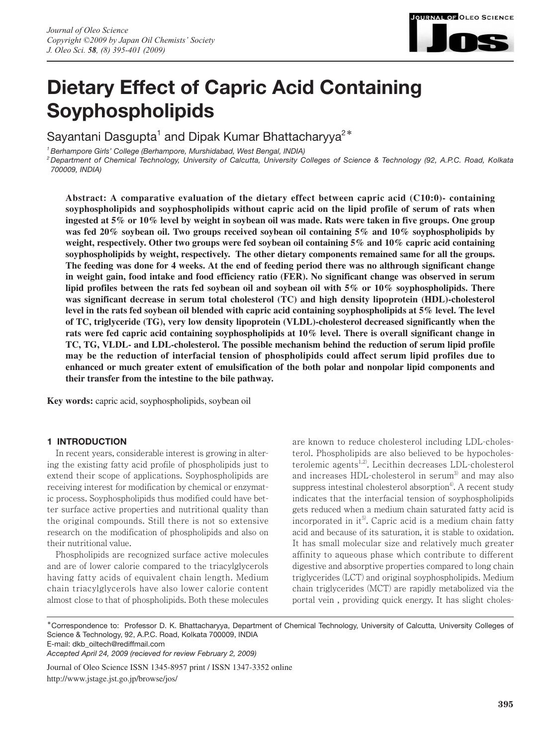# Dietary Effect of Capric Acid Containing Soyphospholipids

Sayantani Dasgupta[1] and Dipak Kumar Bhattacharyya[2*]

[1] *Berhampore Girls' College (Berhampore, Murshidabad, West Bengal, INDIA)*
[2] *Department of Chemical Technology, University of Calcutta, University Colleges of Science & Technology (92, A.P.C. Road, Kolkata 700009, INDIA)*

**Abstract: A comparative evaluation of the dietary effect between capric acid (C10:0)- containing soyphospholipids and soyphospholipids without capric acid on the lipid profile of serum of rats when ingested at 5% or 10% level by weight in soybean oil was made. Rats were taken in five groups. One group was fed 20% soybean oil. Two groups received soybean oil containing 5% and 10% soyphospholipids by weight, respectively. Other two groups were fed soybean oil containing 5% and 10% capric acid containing soyphospholipids by weight, respectively. The other dietary components remained same for all the groups. The feeding was done for 4 weeks. At the end of feeding period there was no althrough significant change in weight gain, food intake and food efficiency ratio (FER). No significant change was observed in serum lipid profiles between the rats fed soybean oil and soybean oil with 5% or 10% soyphospholipids. There was significant decrease in serum total cholesterol (TC) and high density lipoprotein (HDL)-cholesterol level in the rats fed soybean oil blended with capric acid containing soyphospholipids at 5% level. The level of TC, triglyceride (TG), very low density lipoprotein (VLDL)-cholesterol decreased significantly when the rats were fed capric acid containing soyphospholipids at 10% level. There is overall significant change in TC, TG, VLDL- and LDL-cholesterol. The possible mechanism behind the reduction of serum lipid profile may be the reduction of interfacial tension of phospholipids could affect serum lipid profiles due to enhanced or much greater extent of emulsification of the both polar and nonpolar lipid components and their transfer from the intestine to the bile pathway.**

**Key words:** capric acid, soyphospholipids, soybean oil

## 1 INTRODUCTION

In recent years, considerable interest is growing in altering the existing fatty acid profile of phospholipids just to extend their scope of applications. Soyphospholipids are receiving interest for modification by chemical or enzymatic process. Soyphospholipids thus modified could have better surface active properties and nutritional quality than the original compounds. Still there is not so extensive research on the modification of phospholipids and also on their nutritional value.

Phospholipids are recognized surface active molecules and are of lower calorie compared to the triacylglycerols having fatty acids of equivalent chain length. Medium chain triacylglycerols have also lower calorie content almost close to that of phospholipids. Both these molecules are known to reduce cholesterol including LDL-cholesterol. Phospholipids are also believed to be hypocholesterolemic agents[1,2]. Lecithin decreases LDL-cholesterol and increases HDL-cholesterol in serum[3] and may also suppress intestinal cholesterol absorption[4]. A recent study indicates that the interfacial tension of soyphospholipids gets reduced when a medium chain saturated fatty acid is incorporated in it[5]. Capric acid is a medium chain fatty acid and because of its saturation, it is stable to oxidation. It has small molecular size and relatively much greater affinity to aqueous phase which contribute to different digestive and absorptive properties compared to long chain triglycerides (LCT) and original soyphospholipids. Medium chain triglycerides (MCT) are rapidly metabolized via the portal vein , providing quick energy. It has slight choles-

*Correspondence to: Professor D. K. Bhattacharyya, Department of Chemical Technology, University of Calcutta, University Colleges of Science & Technology, 92, A.P.C. Road, Kolkata 700009, INDIA
E-mail: dkb_oiltech@rediffmail.com
*Accepted April 24, 2009 (recieved for review February 2, 2009)*

Journal of Oleo Science ISSN 1345-8957 print / ISSN 1347-3352 online
http://www.jstage.jst.go.jp/browse/jos/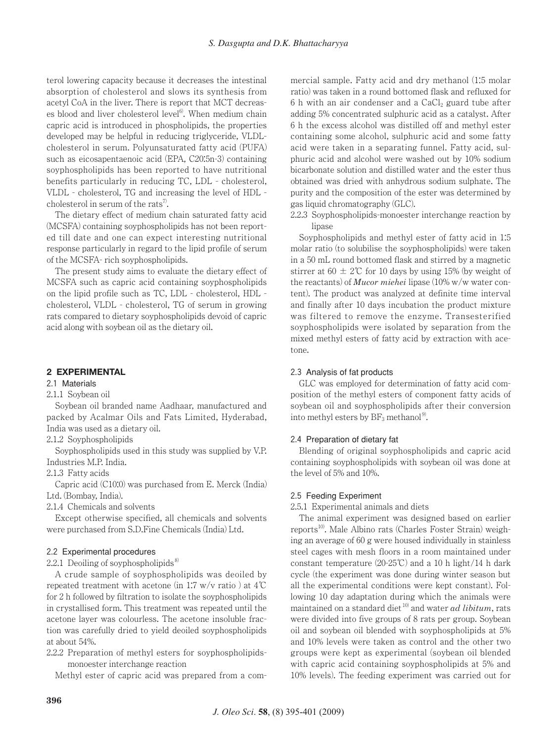terol lowering capacity because it decreases the intestinal absorption of cholesterol and slows its synthesis from acetyl CoA in the liver. There is report that MCT decreases blood and liver cholesterol level[6]. When medium chain capric acid is introduced in phospholipids, the properties developed may be helpful in reducing triglyceride, VLDL-cholesterol in serum. Polyunsaturated fatty acid (PUFA) such as eicosapentaenoic acid (EPA, C20:5n-3) containing soyphospholipids has been reported to have nutritional benefits particularly in reducing TC, LDL - cholesterol, VLDL - cholesterol, TG and increasing the level of HDL - cholesterol in serum of the rats[7].

The dietary effect of medium chain saturated fatty acid (MCSFA) containing soyphospholipids has not been reported till date and one can expect interesting nutritional response particularly in regard to the lipid profile of serum of the MCSFA- rich soyphospholipids.

The present study aims to evaluate the dietary effect of MCSFA such as capric acid containing soyphospholipids on the lipid profile such as TC, LDL - cholesterol, HDL - cholesterol, VLDL - cholesterol, TG of serum in growing rats compared to dietary soyphospholipids devoid of capric acid along with soybean oil as the dietary oil.

## 2 EXPERIMENTAL

### 2.1 Materials

2.1.1 Soybean oil

Soybean oil branded name Aadhaar, manufactured and packed by Acalmar Oils and Fats Limited, Hyderabad, India was used as a dietary oil.

2.1.2 Soyphospholipids

Soyphospholipids used in this study was supplied by V.P. Industries M.P. India.

2.1.3 Fatty acids

Capric acid (C10:0) was purchased from E. Merck (India) Ltd. (Bombay, India).

2.1.4 Chemicals and solvents

Except otherwise specified, all chemicals and solvents were purchased from S.D.Fine Chemicals (India) Ltd.

### 2.2 Experimental procedures

2.2.1 Deoiling of soyphospholipids[8]

A crude sample of soyphospholipids was deoiled by repeated treatment with acetone (in 1:7 w/v ratio ) at 4℃ for 2 h followed by filtration to isolate the soyphospholipids in crystallised form. This treatment was repeated until the acetone layer was colourless. The acetone insoluble fraction was carefully dried to yield deoiled soyphospholipids at about 54%.

2.2.2 Preparation of methyl esters for soyphospholipids-monoester interchange reaction

Methyl ester of capric acid was prepared from a commercial sample. Fatty acid and dry methanol (1:5 molar ratio) was taken in a round bottomed flask and refluxed for 6 h with an air condenser and a $CaCl_2$ guard tube after adding 5% concentrated sulphuric acid as a catalyst. After 6 h the excess alcohol was distilled off and methyl ester containing some alcohol, sulphuric acid and some fatty acid were taken in a separating funnel. Fatty acid, sulphuric acid and alcohol were washed out by 10% sodium bicarbonate solution and distilled water and the ester thus obtained was dried with anhydrous sodium sulphate. The purity and the composition of the ester was determined by gas liquid chromatography (GLC).

2.2.3 Soyphospholipids-monoester interchange reaction by lipase

Soyphospholipids and methyl ester of fatty acid in 1:5 molar ratio (to solubilise the soyphospholipids) were taken in a 50 mL round bottomed flask and stirred by a magnetic stirrer at 60 ± 2℃ for 10 days by using 15% (by weight of the reactants) of *Mucor miehei* lipase (10% w/w water content). The product was analyzed at definite time interval and finally after 10 days incubation the product mixture was filtered to remove the enzyme. Transesterified soyphospholipids were isolated by separation from the mixed methyl esters of fatty acid by extraction with acetone.

### 2.3 Analysis of fat products

GLC was employed for determination of fatty acid composition of the methyl esters of component fatty acids of soybean oil and soyphospholipids after their conversion into methyl esters by $BF_3$ methanol[9].

### 2.4 Preparation of dietary fat

Blending of original soyphospholipids and capric acid containing soyphospholipids with soybean oil was done at the level of 5% and 10%.

### 2.5 Feeding Experiment

2.5.1 Experimental animals and diets

The animal experiment was designed based on earlier reports[10]. Male Albino rats (Charles Foster Strain) weighing an average of 60 g were housed individually in stainless steel cages with mesh floors in a room maintained under constant temperature (20-25℃) and a 10 h light/14 h dark cycle (the experiment was done during winter season but all the experimental conditions were kept constant). Following 10 day adaptation during which the animals were maintained on a standard diet[10] and water *ad libitum*, rats were divided into five groups of 8 rats per group. Soybean oil and soybean oil blended with soyphospholipids at 5% and 10% levels were taken as control and the other two groups were kept as experimental (soybean oil blended with capric acid containing soyphospholipids at 5% and 10% levels). The feeding experiment was carried out for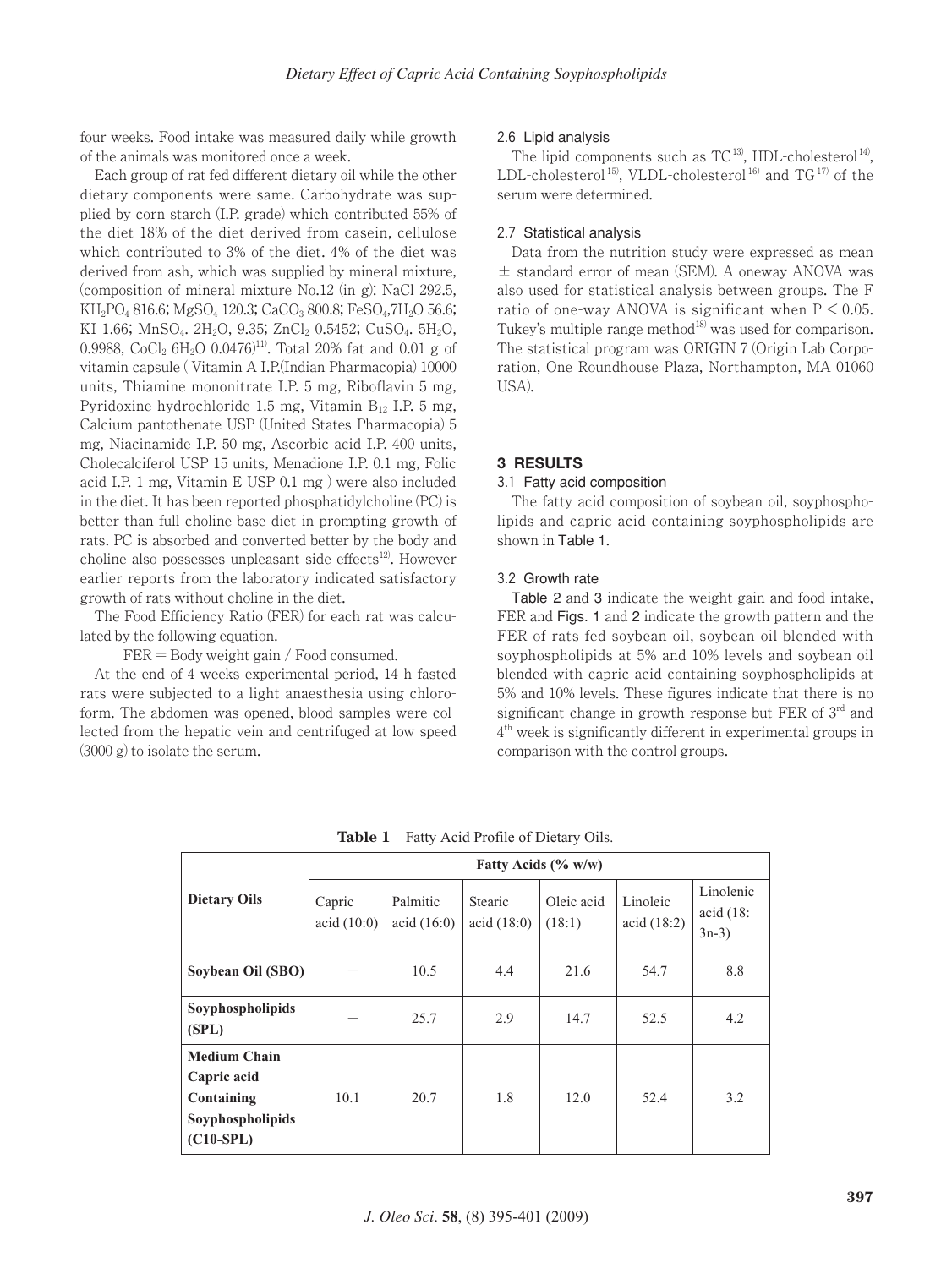four weeks. Food intake was measured daily while growth of the animals was monitored once a week.

Each group of rat fed different dietary oil while the other dietary components were same. Carbohydrate was supplied by corn starch (I.P. grade) which contributed 55% of the diet 18% of the diet derived from casein, cellulose which contributed to 3% of the diet. 4% of the diet was derived from ash, which was supplied by mineral mixture, (composition of mineral mixture No.12 (in g): NaCl 292.5, $KH_2PO_4$ 816.6; $MgSO_4$ 120.3; $CaCO_3$ 800.8; $FeSO_4$,$7H_2O$ 56.6; KI 1.66; $MnSO_4$. $2H_2O$, 9.35; $ZnCl_2$ 0.5452; $CuSO_4$. $5H_2O$, 0.9988, $CoCl_2$ $6H_2O$ 0.0476)[11]. Total 20% fat and 0.01 g of vitamin capsule ( Vitamin A I.P.(Indian Pharmacopia) 10000 units, Thiamine mononitrate I.P. 5 mg, Riboflavin 5 mg, Pyridoxine hydrochloride 1.5 mg, Vitamin $B_{12}$ I.P. 5 mg, Calcium pantothenate USP (United States Pharmacopia) 5 mg, Niacinamide I.P. 50 mg, Ascorbic acid I.P. 400 units, Cholecalciferol USP 15 units, Menadione I.P. 0.1 mg, Folic acid I.P. 1 mg, Vitamin E USP 0.1 mg ) were also included in the diet. It has been reported phosphatidylcholine (PC) is better than full choline base diet in prompting growth of rats. PC is absorbed and converted better by the body and choline also possesses unpleasant side effects[12]. However earlier reports from the laboratory indicated satisfactory growth of rats without choline in the diet.

The Food Efficiency Ratio (FER) for each rat was calculated by the following equation.

$$FER = \text{Body weight gain} / \text{Food consumed}.$$

At the end of 4 weeks experimental period, 14 h fasted rats were subjected to a light anaesthesia using chloroform. The abdomen was opened, blood samples were collected from the hepatic vein and centrifuged at low speed (3000 g) to isolate the serum.

### 2.6 Lipid analysis

The lipid components such as TC[13], HDL-cholesterol[14], LDL-cholesterol[15], VLDL-cholesterol[16] and TG[17] of the serum were determined.

### 2.7 Statistical analysis

Data from the nutrition study were expressed as mean ± standard error of mean (SEM). A oneway ANOVA was also used for statistical analysis between groups. The F ratio of one-way ANOVA is significant when $P < 0.05$. Tukey's multiple range method[18] was used for comparison. The statistical program was ORIGIN 7 (Origin Lab Corporation, One Roundhouse Plaza, Northampton, MA 01060 USA).

## 3 RESULTS

### 3.1 Fatty acid composition

The fatty acid composition of soybean oil, soyphospholipids and capric acid containing soyphospholipids are shown in Table 1.

### 3.2 Growth rate

Table 2 and 3 indicate the weight gain and food intake, FER and Figs. 1 and 2 indicate the growth pattern and the FER of rats fed soybean oil, soybean oil blended with soyphospholipids at 5% and 10% levels and soybean oil blended with capric acid containing soyphospholipids at 5% and 10% levels. These figures indicate that there is no significant change in growth response but FER of 3[rd] and 4[th] week is significantly different in experimental groups in comparison with the control groups.

**Table 1** Fatty Acid Profile of Dietary Oils.

| Dietary Oils | Fatty Acids (% w/w) | | | | | |
|---|---|---|---|---|---|---|
| | Capric acid (10:0) | Palmitic acid (16:0) | Stearic acid (18:0) | Oleic acid (18:1) | Linoleic acid (18:2) | Linolenic acid (18: 3n-3) |
| **Soybean Oil (SBO)** | — | 10.5 | 4.4 | 21.6 | 54.7 | 8.8 |
| **Soyphospholipids (SPL)** | — | 25.7 | 2.9 | 14.7 | 52.5 | 4.2 |
| **Medium Chain Capric acid Containing Soyphospholipids (C10-SPL)** | 10.1 | 20.7 | 1.8 | 12.0 | 52.4 | 3.2 |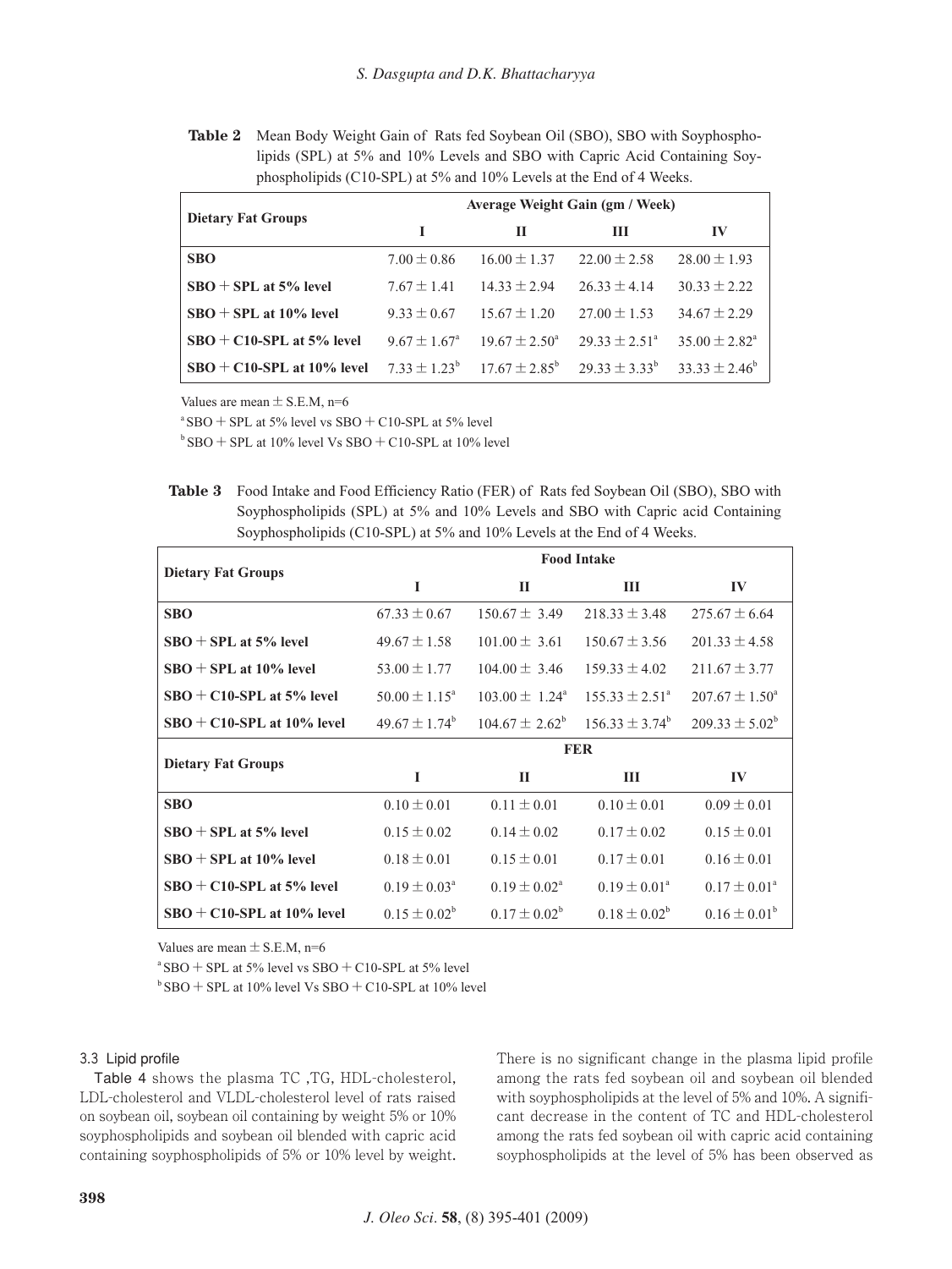**Table 2** Mean Body Weight Gain of Rats fed Soybean Oil (SBO), SBO with Soyphospholipids (SPL) at 5% and 10% Levels and SBO with Capric Acid Containing Soyphospholipids (C10-SPL) at 5% and 10% Levels at the End of 4 Weeks.

| Dietary Fat Groups | Average Weight Gain (gm / Week) | | | |
|---|---|---|---|---|
| | I | II | III | IV |
| **SBO** | 7.00 ± 0.86 | 16.00 ± 1.37 | 22.00 ± 2.58 | 28.00 ± 1.93 |
| **SBO + SPL at 5% level** | 7.67 ± 1.41 | 14.33 ± 2.94 | 26.33 ± 4.14 | 30.33 ± 2.22 |
| **SBO + SPL at 10% level** | 9.33 ± 0.67 | 15.67 ± 1.20 | 27.00 ± 1.53 | 34.67 ± 2.29 |
| **SBO + C10-SPL at 5% level** | 9.67 ± 1.67[a] | 19.67 ± 2.50[a] | 29.33 ± 2.51[a] | 35.00 ± 2.82[a] |
| **SBO + C10-SPL at 10% level** | 7.33 ± 1.23[b] | 17.67 ± 2.85[b] | 29.33 ± 3.33[b] | 33.33 ± 2.46[b] |

Values are mean ± S.E.M, n=6

[a] SBO + SPL at 5% level vs SBO + C10-SPL at 5% level

[b] SBO + SPL at 10% level Vs SBO + C10-SPL at 10% level

**Table 3** Food Intake and Food Efficiency Ratio (FER) of Rats fed Soybean Oil (SBO), SBO with Soyphospholipids (SPL) at 5% and 10% Levels and SBO with Capric acid Containing Soyphospholipids (C10-SPL) at 5% and 10% Levels at the End of 4 Weeks.

| Dietary Fat Groups | Food Intake | | | |
|---|---|---|---|---|
| | I | II | III | IV |
| **SBO** | 67.33 ± 0.67 | 150.67 ± 3.49 | 218.33 ± 3.48 | 275.67 ± 6.64 |
| **SBO + SPL at 5% level** | 49.67 ± 1.58 | 101.00 ± 3.61 | 150.67 ± 3.56 | 201.33 ± 4.58 |
| **SBO + SPL at 10% level** | 53.00 ± 1.77 | 104.00 ± 3.46 | 159.33 ± 4.02 | 211.67 ± 3.77 |
| **SBO + C10-SPL at 5% level** | 50.00 ± 1.15[a] | 103.00 ± 1.24[a] | 155.33 ± 2.51[a] | 207.67 ± 1.50[a] |
| **SBO + C10-SPL at 10% level** | 49.67 ± 1.74[b] | 104.67 ± 2.62[b] | 156.33 ± 3.74[b] | 209.33 ± 5.02[b] |
| **Dietary Fat Groups** | **FER** | | | |
| | I | II | III | IV |
| **SBO** | 0.10 ± 0.01 | 0.11 ± 0.01 | 0.10 ± 0.01 | 0.09 ± 0.01 |
| **SBO + SPL at 5% level** | 0.15 ± 0.02 | 0.14 ± 0.02 | 0.17 ± 0.02 | 0.15 ± 0.01 |
| **SBO + SPL at 10% level** | 0.18 ± 0.01 | 0.15 ± 0.01 | 0.17 ± 0.01 | 0.16 ± 0.01 |
| **SBO + C10-SPL at 5% level** | 0.19 ± 0.03[a] | 0.19 ± 0.02[a] | 0.19 ± 0.01[a] | 0.17 ± 0.01[a] |
| **SBO + C10-SPL at 10% level** | 0.15 ± 0.02[b] | 0.17 ± 0.02[b] | 0.18 ± 0.02[b] | 0.16 ± 0.01[b] |

Values are mean ± S.E.M, n=6

[a] SBO + SPL at 5% level vs SBO + C10-SPL at 5% level

[b] SBO + SPL at 10% level Vs SBO + C10-SPL at 10% level

### 3.3 Lipid profile

Table 4 shows the plasma TC ,TG, HDL-cholesterol, LDL-cholesterol and VLDL-cholesterol level of rats raised on soybean oil, soybean oil containing by weight 5% or 10% soyphospholipids and soybean oil blended with capric acid containing soyphospholipids of 5% or 10% level by weight. There is no significant change in the plasma lipid profile among the rats fed soybean oil and soybean oil blended with soyphospholipids at the level of 5% and 10%. A significant decrease in the content of TC and HDL-cholesterol among the rats fed soybean oil with capric acid containing soyphospholipids at the level of 5% has been observed as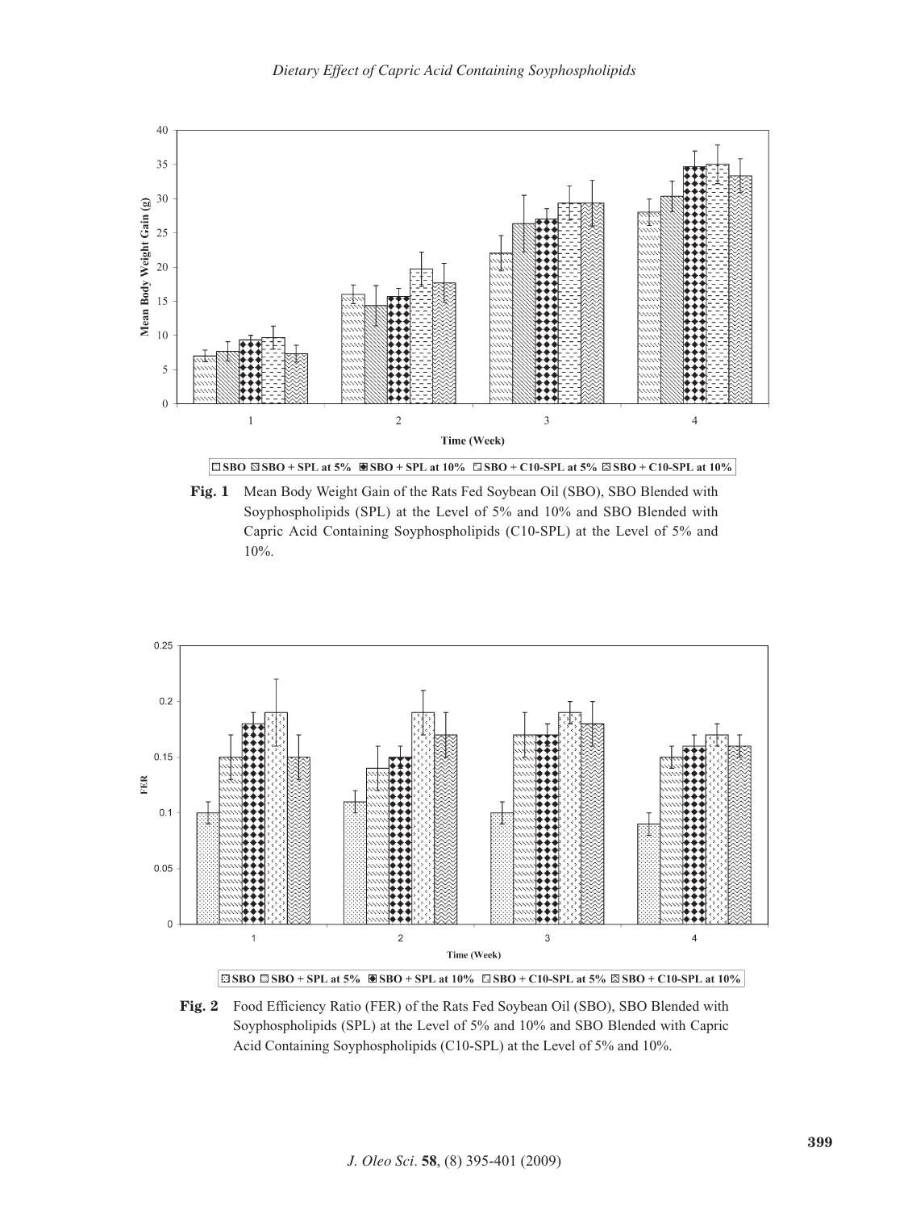**Fig. 1** Mean Body Weight Gain of the Rats Fed Soybean Oil (SBO), SBO Blended with Soyphospholipids (SPL) at the Level of 5% and 10% and SBO Blended with Capric Acid Containing Soyphospholipids (C10-SPL) at the Level of 5% and 10%.

**Fig. 2** Food Efficiency Ratio (FER) of the Rats Fed Soybean Oil (SBO), SBO Blended with Soyphospholipids (SPL) at the Level of 5% and 10% and SBO Blended with Capric Acid Containing Soyphospholipids (C10-SPL) at the Level of 5% and 10%.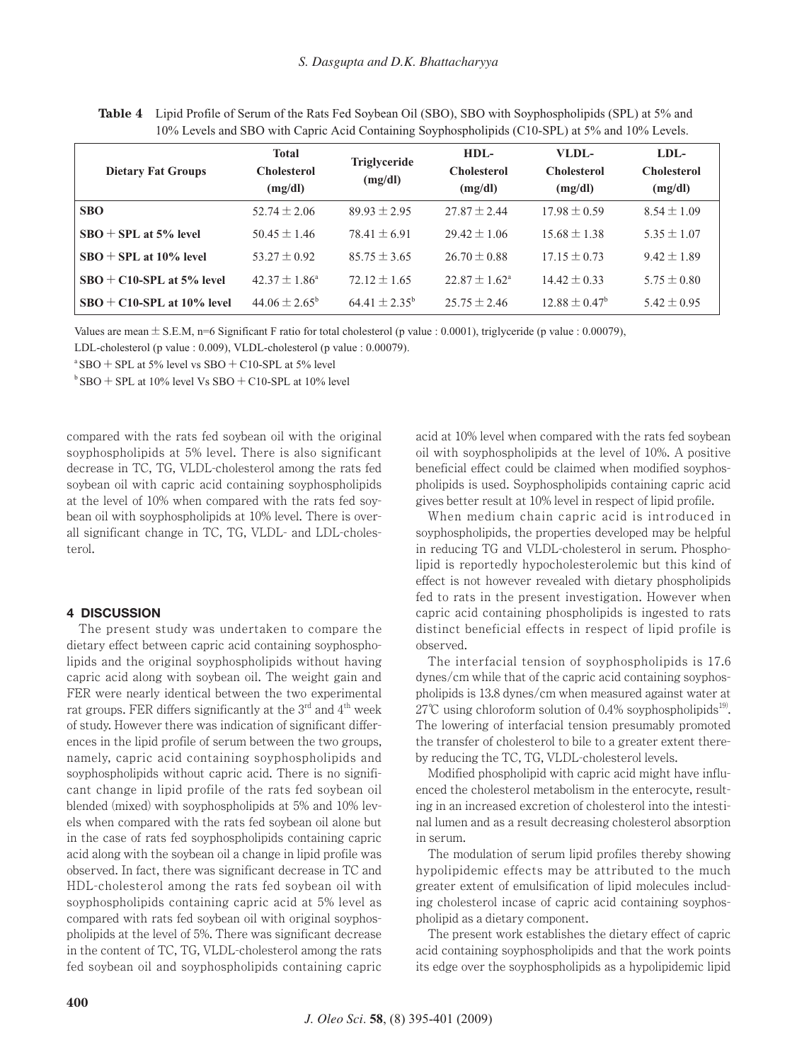**Table 4** Lipid Profile of Serum of the Rats Fed Soybean Oil (SBO), SBO with Soyphospholipids (SPL) at 5% and 10% Levels and SBO with Capric Acid Containing Soyphospholipids (C10-SPL) at 5% and 10% Levels.

| Dietary Fat Groups | Total Cholesterol (mg/dl) | Triglyceride (mg/dl) | HDL-Cholesterol (mg/dl) | VLDL-Cholesterol (mg/dl) | LDL-Cholesterol (mg/dl) |
|---|---|---|---|---|---|
| **SBO** | 52.74 ± 2.06 | 89.93 ± 2.95 | 27.87 ± 2.44 | 17.98 ± 0.59 | 8.54 ± 1.09 |
| **SBO + SPL at 5% level** | 50.45 ± 1.46 | 78.41 ± 6.91 | 29.42 ± 1.06 | 15.68 ± 1.38 | 5.35 ± 1.07 |
| **SBO + SPL at 10% level** | 53.27 ± 0.92 | 85.75 ± 3.65 | 26.70 ± 0.88 | 17.15 ± 0.73 | 9.42 ± 1.89 |
| **SBO + C10-SPL at 5% level** | 42.37 ± 1.86[a] | 72.12 ± 1.65 | 22.87 ± 1.62[a] | 14.42 ± 0.33 | 5.75 ± 0.80 |
| **SBO + C10-SPL at 10% level** | 44.06 ± 2.65[b] | 64.41 ± 2.35[b] | 25.75 ± 2.46 | 12.88 ± 0.47[b] | 5.42 ± 0.95 |

Values are mean ± S.E.M, n=6 Significant F ratio for total cholesterol (p value : 0.0001), triglyceride (p value : 0.00079), LDL-cholesterol (p value : 0.009), VLDL-cholesterol (p value : 0.00079).

[a] SBO + SPL at 5% level vs SBO + C10-SPL at 5% level

[b] SBO + SPL at 10% level Vs SBO + C10-SPL at 10% level

compared with the rats fed soybean oil with the original soyphospholipids at 5% level. There is also significant decrease in TC, TG, VLDL-cholesterol among the rats fed soybean oil with capric acid containing soyphospholipids at the level of 10% when compared with the rats fed soybean oil with soyphospholipids at 10% level. There is overall significant change in TC, TG, VLDL- and LDL-cholesterol.

## 4 DISCUSSION

The present study was undertaken to compare the dietary effect between capric acid containing soyphospholipids and the original soyphospholipids without having capric acid along with soybean oil. The weight gain and FER were nearly identical between the two experimental rat groups. FER differs significantly at the 3rd and 4th week of study. However there was indication of significant differences in the lipid profile of serum between the two groups, namely, capric acid containing soyphospholipids and soyphospholipids without capric acid. There is no significant change in lipid profile of the rats fed soybean oil blended (mixed) with soyphospholipids at 5% and 10% levels when compared with the rats fed soybean oil alone but in the case of rats fed soyphospholipids containing capric acid along with the soybean oil a change in lipid profile was observed. In fact, there was significant decrease in TC and HDL-cholesterol among the rats fed soybean oil with soyphospholipids containing capric acid at 5% level as compared with rats fed soybean oil with original soyphospholipids at the level of 5%. There was significant decrease in the content of TC, TG, VLDL-cholesterol among the rats fed soybean oil and soyphospholipids containing capric acid at 10% level when compared with the rats fed soybean oil with soyphospholipids at the level of 10%. A positive beneficial effect could be claimed when modified soyphospholipids is used. Soyphospholipids containing capric acid gives better result at 10% level in respect of lipid profile.

When medium chain capric acid is introduced in soyphospholipids, the properties developed may be helpful in reducing TG and VLDL-cholesterol in serum. Phospholipid is reportedly hypocholesterolemic but this kind of effect is not however revealed with dietary phospholipids fed to rats in the present investigation. However when capric acid containing phospholipids is ingested to rats distinct beneficial effects in respect of lipid profile is observed.

The interfacial tension of soyphospholipids is 17.6 dynes/cm while that of the capric acid containing soyphospholipids is 13.8 dynes/cm when measured against water at 27℃ using chloroform solution of 0.4% soyphospholipids[19]. The lowering of interfacial tension presumably promoted the transfer of cholesterol to bile to a greater extent thereby reducing the TC, TG, VLDL-cholesterol levels.

Modified phospholipid with capric acid might have influenced the cholesterol metabolism in the enterocyte, resulting in an increased excretion of cholesterol into the intestinal lumen and as a result decreasing cholesterol absorption in serum.

The modulation of serum lipid profiles thereby showing hypolipidemic effects may be attributed to the much greater extent of emulsification of lipid molecules including cholesterol incase of capric acid containing soyphospholipid as a dietary component.

The present work establishes the dietary effect of capric acid containing soyphospholipids and that the work points its edge over the soyphospholipids as a hypolipidemic lipid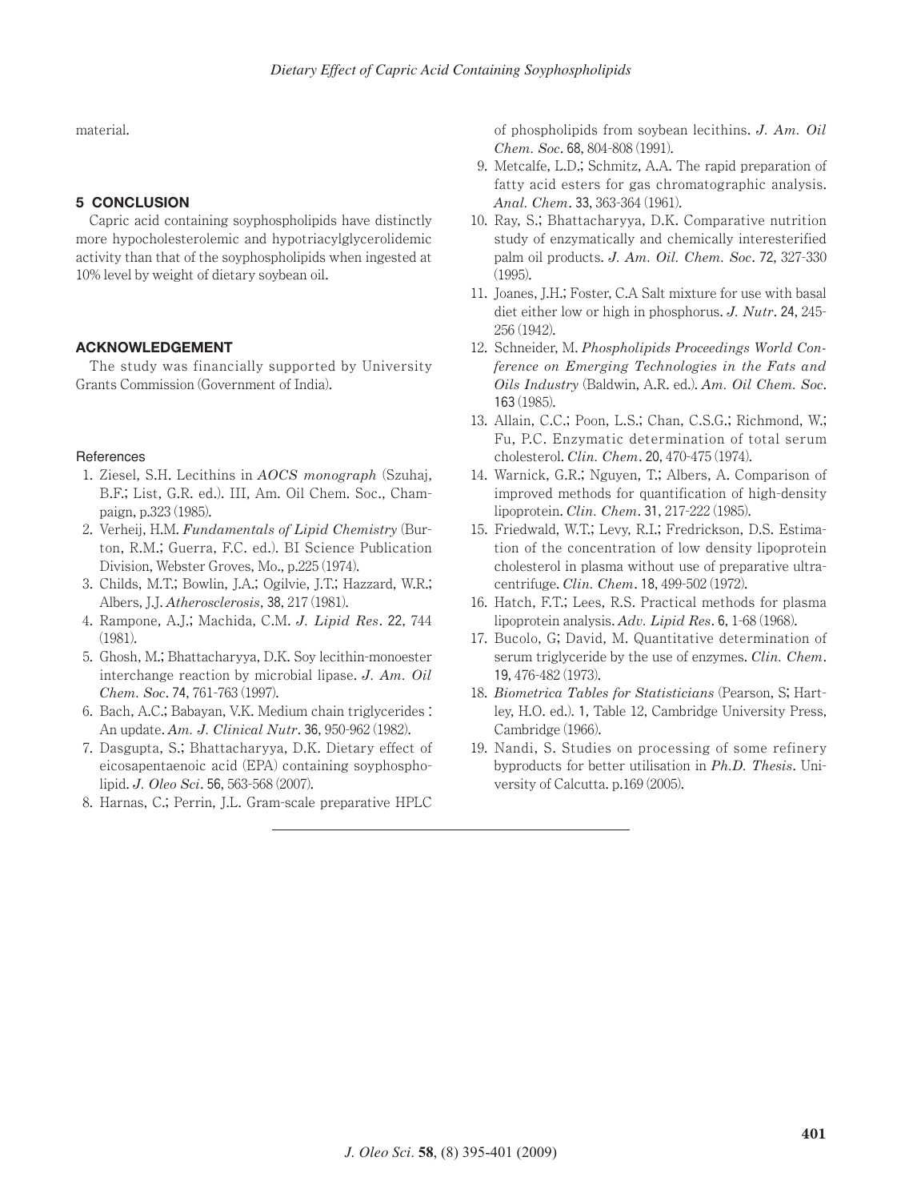material.

## 5 CONCLUSION

Capric acid containing soyphospholipids have distinctly more hypocholesterolemic and hypotriacylglycerolidemic activity than that of the soyphospholipids when ingested at 10% level by weight of dietary soybean oil.

## ACKNOWLEDGEMENT

The study was financially supported by University Grants Commission (Government of India).

### References

1. Ziesel, S.H. Lecithins in *AOCS monograph* (Szuhaj, B.F.; List, G.R. ed.). III, Am. Oil Chem. Soc., Champaign, p.323 (1985).
2. Verheij, H.M. *Fundamentals of Lipid Chemistry* (Burton, R.M.; Guerra, F.C. ed.). BI Science Publication Division, Webster Groves, Mo., p.225 (1974).
3. Childs, M.T.; Bowlin, J.A.; Ogilvie, J.T.; Hazzard, W.R.; Albers, J.J. *Atherosclerosis*, 38, 217 (1981).
4. Rampone, A.J.; Machida, C.M. *J. Lipid Res*. 22, 744 (1981).
5. Ghosh, M.; Bhattacharyya, D.K. Soy lecithin-monoester interchange reaction by microbial lipase. *J. Am. Oil Chem. Soc*. 74, 761-763 (1997).
6. Bach, A.C.; Babayan, V.K. Medium chain triglycerides : An update. *Am. J. Clinical Nutr*. 36, 950-962 (1982).
7. Dasgupta, S.; Bhattacharyya, D.K. Dietary effect of eicosapentaenoic acid (EPA) containing soyphospholipid. *J. Oleo Sci*. 56, 563-568 (2007).
8. Harnas, C.; Perrin, J.L. Gram-scale preparative HPLC of phospholipids from soybean lecithins. *J. Am. Oil Chem. Soc*. 68, 804-808 (1991).
9. Metcalfe, L.D.; Schmitz, A.A. The rapid preparation of fatty acid esters for gas chromatographic analysis. *Anal. Chem*. 33, 363-364 (1961).
10. Ray, S.; Bhattacharyya, D.K. Comparative nutrition study of enzymatically and chemically interesterified palm oil products. *J. Am. Oil. Chem. Soc*. 72, 327-330 (1995).
11. Joanes, J.H.; Foster, C.A Salt mixture for use with basal diet either low or high in phosphorus. *J. Nutr*. 24, 245-256 (1942).
12. Schneider, M. *Phospholipids Proceedings World Conference on Emerging Technologies in the Fats and Oils Industry* (Baldwin, A.R. ed.). *Am. Oil Chem. Soc*. 163 (1985).
13. Allain, C.C.; Poon, L.S.; Chan, C.S.G.; Richmond, W.; Fu, P.C. Enzymatic determination of total serum cholesterol. *Clin. Chem*. 20, 470-475 (1974).
14. Warnick, G.R.; Nguyen, T.; Albers, A. Comparison of improved methods for quantification of high-density lipoprotein. *Clin. Chem*. 31, 217-222 (1985).
15. Friedwald, W.T.; Levy, R.I.; Fredrickson, D.S. Estimation of the concentration of low density lipoprotein cholesterol in plasma without use of preparative ultracentrifuge. *Clin. Chem*. 18, 499-502 (1972).
16. Hatch, F.T.; Lees, R.S. Practical methods for plasma lipoprotein analysis. *Adv. Lipid Res*. 6, 1-68 (1968).
17. Bucolo, G; David, M. Quantitative determination of serum triglyceride by the use of enzymes. *Clin. Chem*. 19, 476-482 (1973).
18. *Biometrica Tables for Statisticians* (Pearson, S; Hartley, H.O. ed.). 1, Table 12, Cambridge University Press, Cambridge (1966).
19. Nandi, S. Studies on processing of some refinery byproducts for better utilisation in *Ph.D. Thesis*. University of Calcutta. p.169 (2005).